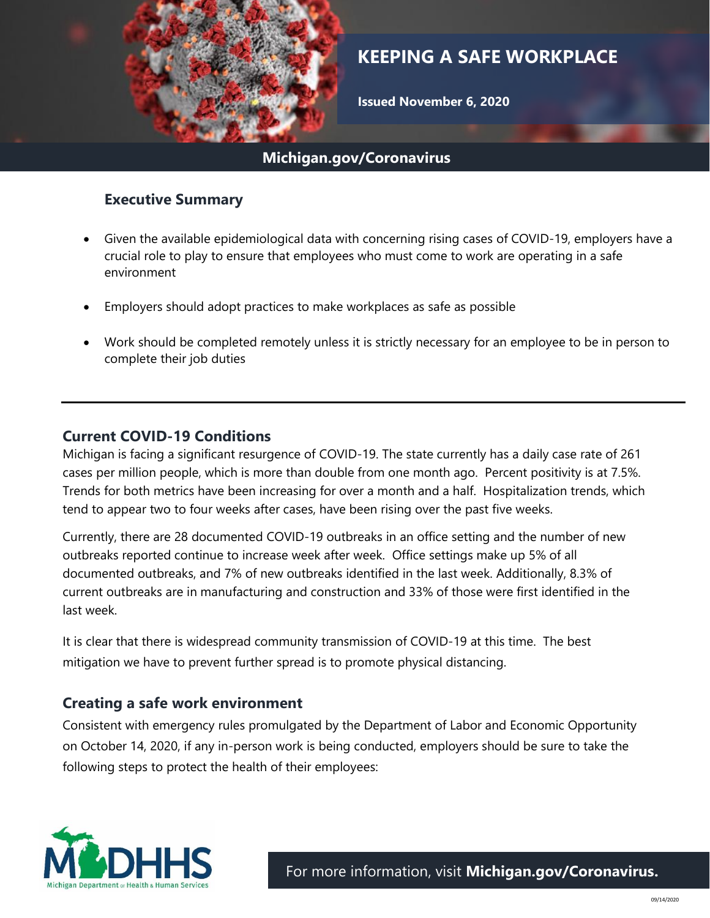# KEEPING A SAFE WORKPLACE

**Issued November 6, 2020**

**Michigan.gov/Coronavirus**

### Executive Summary

- Given the available epidemiological data with concerning rising cases of COVID-19, employers have a crucial role to play to ensure that employees who must come to work are operating in a safe environment
- Employers should adopt practices to make workplaces as safe as possible
- Work should be completed remotely unless it is strictly necessary for an employee to be in person to complete their job duties

---

## Current COVID-19 Conditions

Michigan is facing a significant resurgence of COVID-19. The state currently has a daily case rate of 261 cases per million people, which is more than double from one month ago. Percent positivity is at 7.5%. Trends for both metrics have been increasing for over a month and a half. Hospitalization trends, which tend to appear two to four weeks after cases, have been rising over the past five weeks.

Currently, there are 28 documented COVID-19 outbreaks in an office setting and the number of new outbreaks reported continue to increase week after week. Office settings make up 5% of all documented outbreaks, and 7% of new outbreaks identified in the last week. Additionally, 8.3% of current outbreaks are in manufacturing and construction and 33% of those were first identified in the last week.

It is clear that there is widespread community transmission of COVID-19 at this time. The best mitigation we have to prevent further spread is to promote physical distancing.

## Creating a safe work environment

Consistent with emergency rules promulgated by the Department of Labor and Economic Opportunity on October 14, 2020, if any in-person work is being conducted, employers should be sure to take the following steps to protect the health of their employees: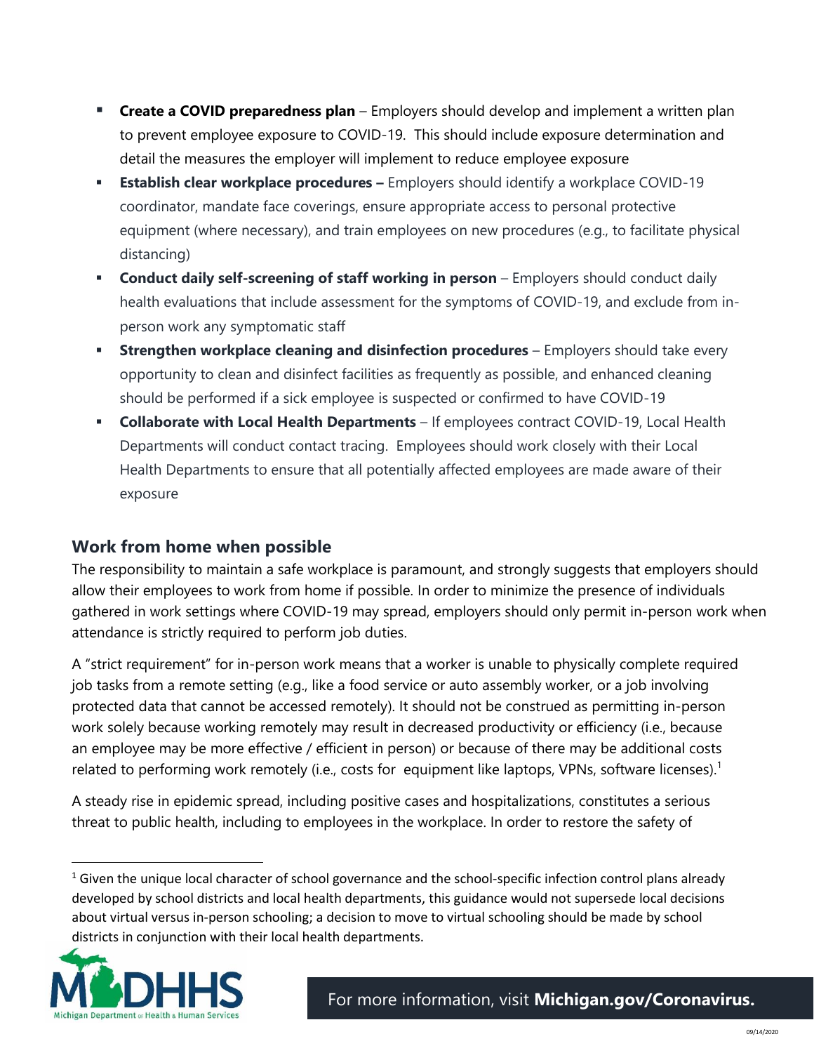- **Create a COVID preparedness plan** – Employers should develop and implement a written plan to prevent employee exposure to COVID-19. This should include exposure determination and detail the measures the employer will implement to reduce employee exposure
- **Establish clear workplace procedures –** Employers should identify a workplace COVID-19 coordinator, mandate face coverings, ensure appropriate access to personal protective equipment (where necessary), and train employees on new procedures (e.g., to facilitate physical distancing)
- **Conduct daily self-screening of staff working in person** – Employers should conduct daily health evaluations that include assessment for the symptoms of COVID-19, and exclude from in-person work any symptomatic staff
- **Strengthen workplace cleaning and disinfection procedures** – Employers should take every opportunity to clean and disinfect facilities as frequently as possible, and enhanced cleaning should be performed if a sick employee is suspected or confirmed to have COVID-19
- **Collaborate with Local Health Departments** – If employees contract COVID-19, Local Health Departments will conduct contact tracing. Employees should work closely with their Local Health Departments to ensure that all potentially affected employees are made aware of their exposure

## Work from home when possible

The responsibility to maintain a safe workplace is paramount, and strongly suggests that employers should allow their employees to work from home if possible. In order to minimize the presence of individuals gathered in work settings where COVID-19 may spread, employers should only permit in-person work when attendance is strictly required to perform job duties.

A "strict requirement" for in-person work means that a worker is unable to physically complete required job tasks from a remote setting (e.g., like a food service or auto assembly worker, or a job involving protected data that cannot be accessed remotely). It should not be construed as permitting in-person work solely because working remotely may result in decreased productivity or efficiency (i.e., because an employee may be more effective / efficient in person) or because of there may be additional costs related to performing work remotely (i.e., costs for equipment like laptops, VPNs, software licenses).[1]

A steady rise in epidemic spread, including positive cases and hospitalizations, constitutes a serious threat to public health, including to employees in the workplace. In order to restore the safety of

[1] Given the unique local character of school governance and the school-specific infection control plans already developed by school districts and local health departments, this guidance would not supersede local decisions about virtual versus in-person schooling; a decision to move to virtual schooling should be made by school districts in conjunction with their local health departments.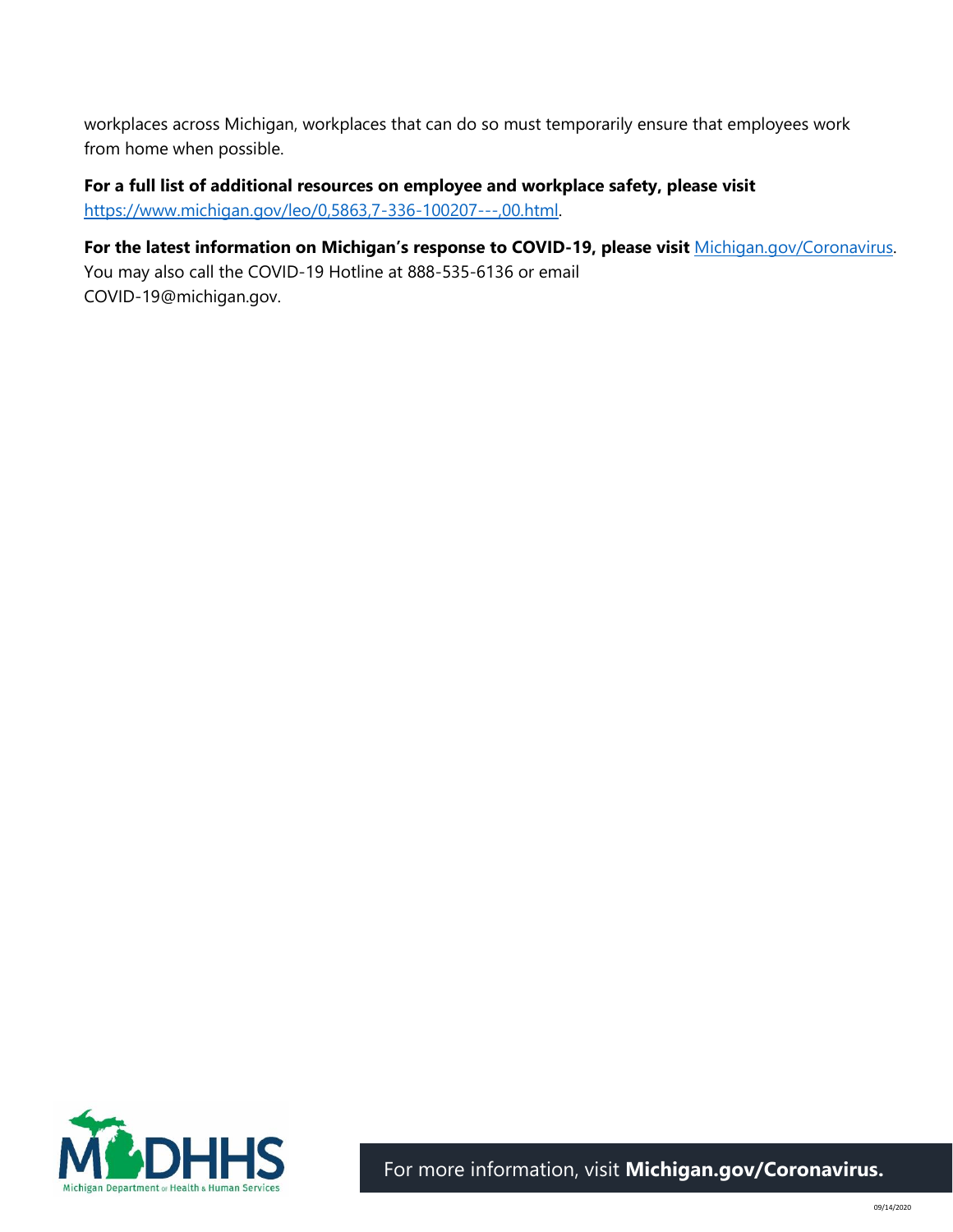workplaces across Michigan, workplaces that can do so must temporarily ensure that employees work from home when possible.

**For a full list of additional resources on employee and workplace safety, please visit** https://www.michigan.gov/leo/0,5863,7-336-100207---,00.html.

**For the latest information on Michigan's response to COVID-19, please visit** Michigan.gov/Coronavirus. You may also call the COVID-19 Hotline at 888-535-6136 or email COVID-19@michigan.gov.

For more information, visit **Michigan.gov/Coronavirus.**

09/14/2020